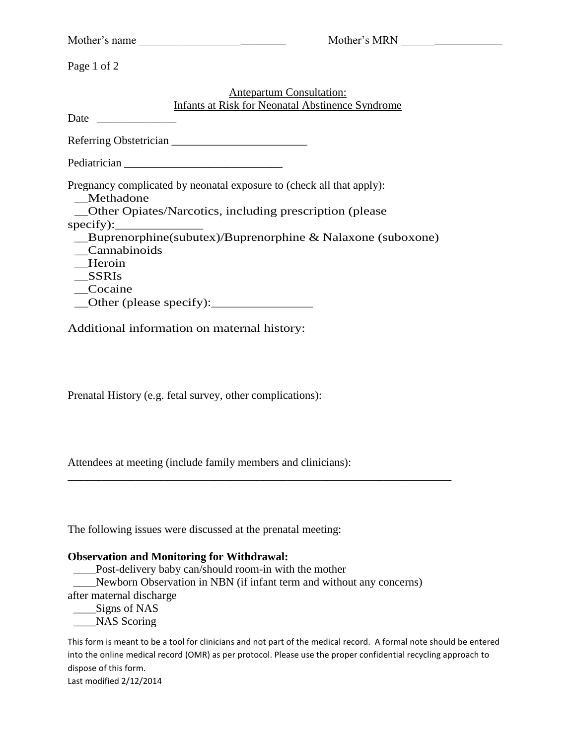Mother's name _________________________ Mother's MRN __________________

## Antepartum Consultation:
## Infants at Risk for Neonatal Abstinence Syndrome

Date ______________

Referring Obstetrician ________________________

Pediatrician ____________________________

Pregnancy complicated by neonatal exposure to (check all that apply):

__Methadone
__Other Opiates/Narcotics, including prescription (please specify):______________
__Buprenorphine(subutex)/Buprenorphine & Nalaxone (suboxone)
__Cannabinoids
__Heroin
__SSRIs
__Cocaine
__Other (please specify):________________

Additional information on maternal history:

Prenatal History (e.g. fetal survey, other complications):

Attendees at meeting (include family members and clinicians):
______________________________________________________________________

The following issues were discussed at the prenatal meeting:

**Observation and Monitoring for Withdrawal:**

____Post-delivery baby can/should room-in with the mother
____Newborn Observation in NBN (if infant term and without any concerns) after maternal discharge
____Signs of NAS
____NAS Scoring

This form is meant to be a tool for clinicians and not part of the medical record. A formal note should be entered into the online medical record (OMR) as per protocol. Please use the proper confidential recycling approach to dispose of this form.
Last modified 2/12/2014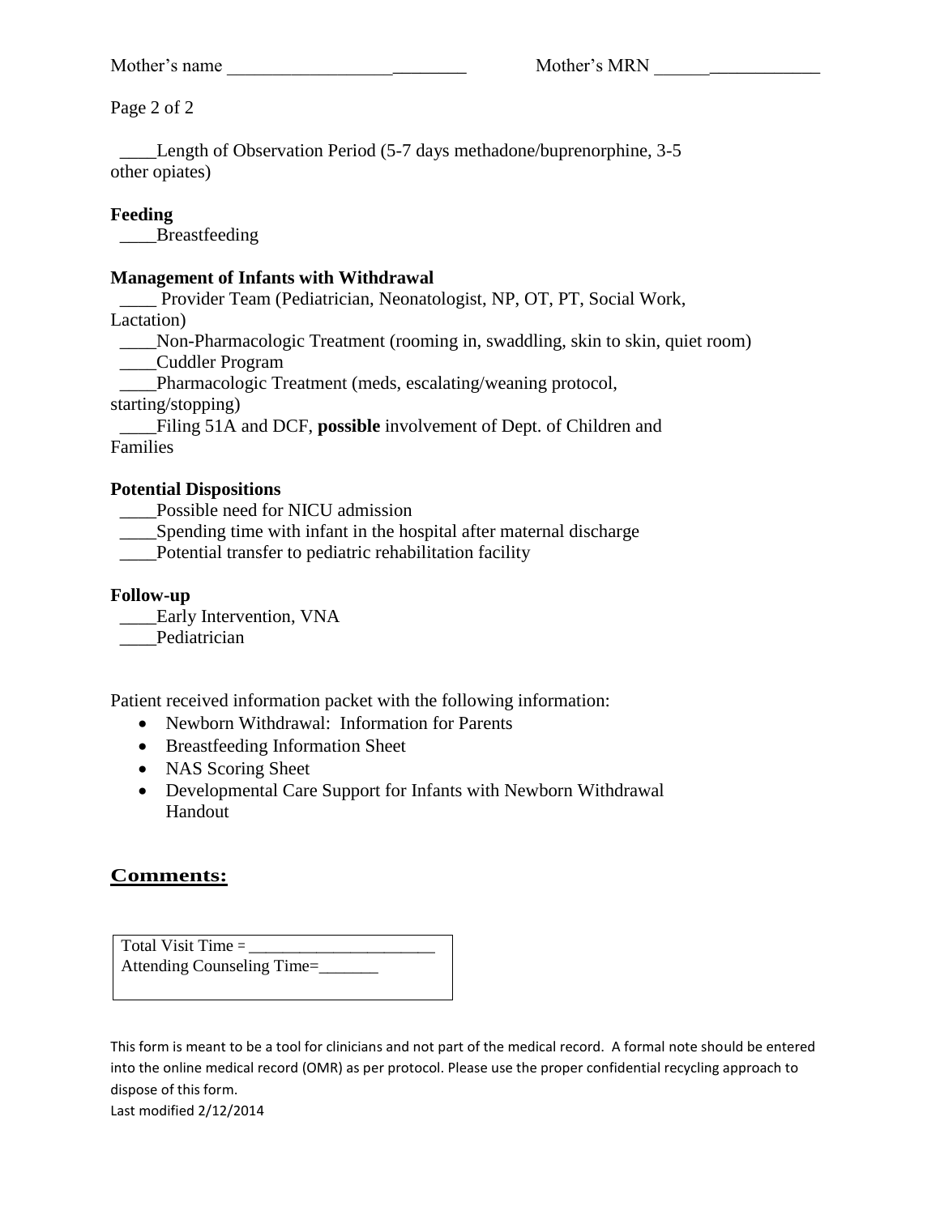Mother's name ___________________________ Mother's MRN __________________

Page 2 of 2

____Length of Observation Period (5-7 days methadone/buprenorphine, 3-5 other opiates)

**Feeding**

____Breastfeeding

**Management of Infants with Withdrawal**

____ Provider Team (Pediatrician, Neonatologist, NP, OT, PT, Social Work, Lactation)

____Non-Pharmacologic Treatment (rooming in, swaddling, skin to skin, quiet room)

____Cuddler Program

____Pharmacologic Treatment (meds, escalating/weaning protocol, starting/stopping)

____Filing 51A and DCF, **possible** involvement of Dept. of Children and Families

**Potential Dispositions**

____Possible need for NICU admission

____Spending time with infant in the hospital after maternal discharge

____Potential transfer to pediatric rehabilitation facility

**Follow-up**

____Early Intervention, VNA

____Pediatrician

Patient received information packet with the following information:

- Newborn Withdrawal: Information for Parents
- Breastfeeding Information Sheet
- NAS Scoring Sheet
- Developmental Care Support for Infants with Newborn Withdrawal Handout

## Comments:

Total Visit Time = ______________________
Attending Counseling Time=_______

This form is meant to be a tool for clinicians and not part of the medical record. A formal note should be entered into the online medical record (OMR) as per protocol. Please use the proper confidential recycling approach to dispose of this form.

Last modified 2/12/2014